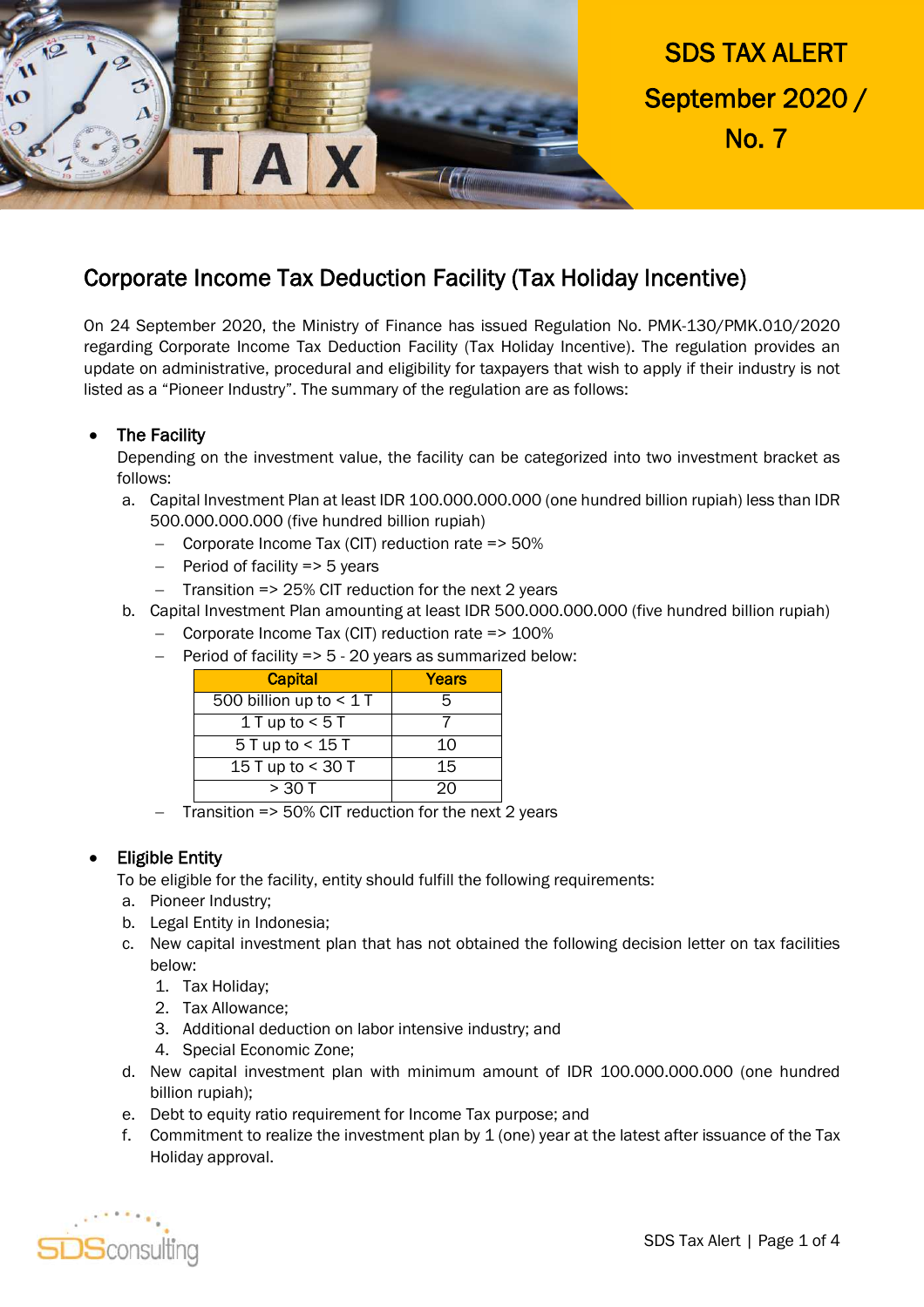SDS TAX ALERT

September 2020 / No. 7

## Corporate Income Tax Deduction Facility (Tax Holiday Incentive)

On 24 September 2020, the Ministry of Finance has issued Regulation No. PMK-130/PMK.010/2020 regarding Corporate Income Tax Deduction Facility (Tax Holiday Incentive). The regulation provides an update on administrative, procedural and eligibility for taxpayers that wish to apply if their industry is not listed as a "Pioneer Industry". The summary of the regulation are as follows:

- **The Facility**

  Depending on the investment value, the facility can be categorized into two investment bracket as follows:

  a. Capital Investment Plan at least IDR 100.000.000.000 (one hundred billion rupiah) less than IDR 500.000.000.000 (five hundred billion rupiah)
     - Corporate Income Tax (CIT) reduction rate => 50%
     - Period of facility => 5 years
     - Transition => 25% CIT reduction for the next 2 years

  b. Capital Investment Plan amounting at least IDR 500.000.000.000 (five hundred billion rupiah)
     - Corporate Income Tax (CIT) reduction rate => 100%
     - Period of facility => 5 - 20 years as summarized below:

       | Capital | Years |
       |---|---|
       | 500 billion up to < 1 T | 5 |
       | 1 T up to < 5 T | 7 |
       | 5 T up to < 15 T | 10 |
       | 15 T up to < 30 T | 15 |
       | > 30 T | 20 |

     - Transition => 50% CIT reduction for the next 2 years

- **Eligible Entity**

  To be eligible for the facility, entity should fulfill the following requirements:

  a. Pioneer Industry;

  b. Legal Entity in Indonesia;

  c. New capital investment plan that has not obtained the following decision letter on tax facilities below:
     1. Tax Holiday;
     2. Tax Allowance;
     3. Additional deduction on labor intensive industry; and
     4. Special Economic Zone;

  d. New capital investment plan with minimum amount of IDR 100.000.000.000 (one hundred billion rupiah);

  e. Debt to equity ratio requirement for Income Tax purpose; and

  f. Commitment to realize the investment plan by 1 (one) year at the latest after issuance of the Tax Holiday approval.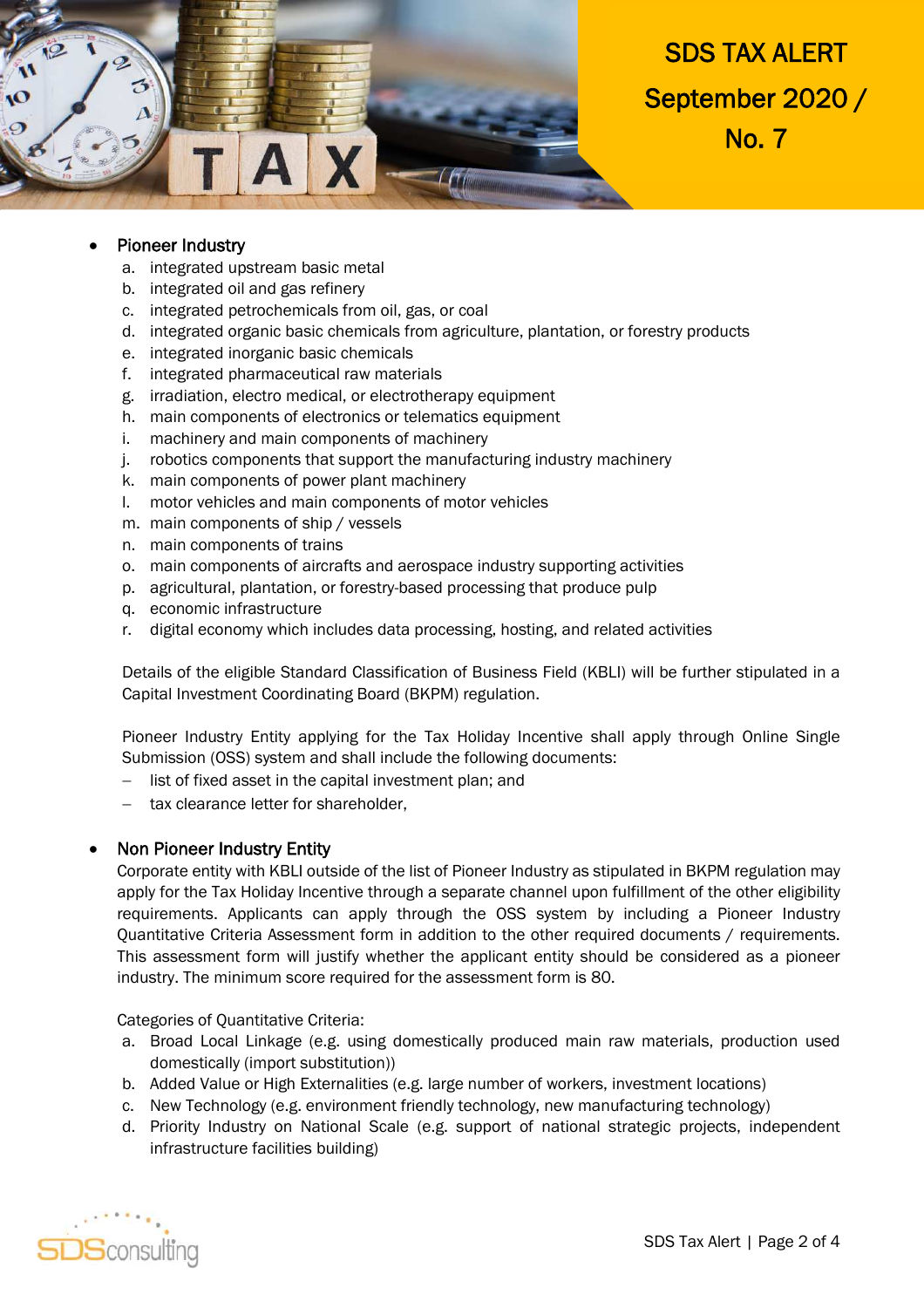- Pioneer Industry
  a. integrated upstream basic metal
  b. integrated oil and gas refinery
  c. integrated petrochemicals from oil, gas, or coal
  d. integrated organic basic chemicals from agriculture, plantation, or forestry products
  e. integrated inorganic basic chemicals
  f. integrated pharmaceutical raw materials
  g. irradiation, electro medical, or electrotherapy equipment
  h. main components of electronics or telematics equipment
  i. machinery and main components of machinery
  j. robotics components that support the manufacturing industry machinery
  k. main components of power plant machinery
  l. motor vehicles and main components of motor vehicles
  m. main components of ship / vessels
  n. main components of trains
  o. main components of aircrafts and aerospace industry supporting activities
  p. agricultural, plantation, or forestry-based processing that produce pulp
  q. economic infrastructure
  r. digital economy which includes data processing, hosting, and related activities

  Details of the eligible Standard Classification of Business Field (KBLI) will be further stipulated in a Capital Investment Coordinating Board (BKPM) regulation.

  Pioneer Industry Entity applying for the Tax Holiday Incentive shall apply through Online Single Submission (OSS) system and shall include the following documents:
  - list of fixed asset in the capital investment plan; and
  - tax clearance letter for shareholder,

- Non Pioneer Industry Entity
  Corporate entity with KBLI outside of the list of Pioneer Industry as stipulated in BKPM regulation may apply for the Tax Holiday Incentive through a separate channel upon fulfillment of the other eligibility requirements. Applicants can apply through the OSS system by including a Pioneer Industry Quantitative Criteria Assessment form in addition to the other required documents / requirements. This assessment form will justify whether the applicant entity should be considered as a pioneer industry. The minimum score required for the assessment form is 80.

  Categories of Quantitative Criteria:
  a. Broad Local Linkage (e.g. using domestically produced main raw materials, production used domestically (import substitution))
  b. Added Value or High Externalities (e.g. large number of workers, investment locations)
  c. New Technology (e.g. environment friendly technology, new manufacturing technology)
  d. Priority Industry on National Scale (e.g. support of national strategic projects, independent infrastructure facilities building)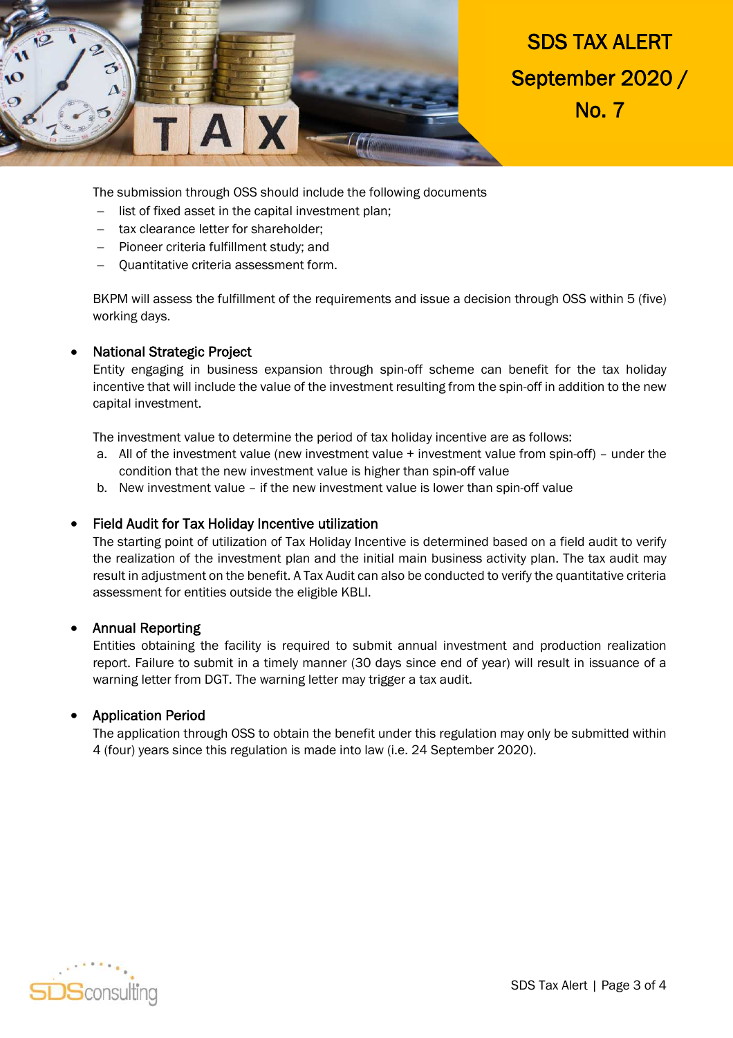The submission through OSS should include the following documents

- list of fixed asset in the capital investment plan;
- tax clearance letter for shareholder;
- Pioneer criteria fulfillment study; and
- Quantitative criteria assessment form.

BKPM will assess the fulfillment of the requirements and issue a decision through OSS within 5 (five) working days.

- **National Strategic Project**

  Entity engaging in business expansion through spin-off scheme can benefit for the tax holiday incentive that will include the value of the investment resulting from the spin-off in addition to the new capital investment.

  The investment value to determine the period of tax holiday incentive are as follows:

  a. All of the investment value (new investment value + investment value from spin-off) – under the condition that the new investment value is higher than spin-off value
  b. New investment value – if the new investment value is lower than spin-off value

- **Field Audit for Tax Holiday Incentive utilization**

  The starting point of utilization of Tax Holiday Incentive is determined based on a field audit to verify the realization of the investment plan and the initial main business activity plan. The tax audit may result in adjustment on the benefit. A Tax Audit can also be conducted to verify the quantitative criteria assessment for entities outside the eligible KBLI.

- **Annual Reporting**

  Entities obtaining the facility is required to submit annual investment and production realization report. Failure to submit in a timely manner (30 days since end of year) will result in issuance of a warning letter from DGT. The warning letter may trigger a tax audit.

- **Application Period**

  The application through OSS to obtain the benefit under this regulation may only be submitted within 4 (four) years since this regulation is made into law (i.e. 24 September 2020).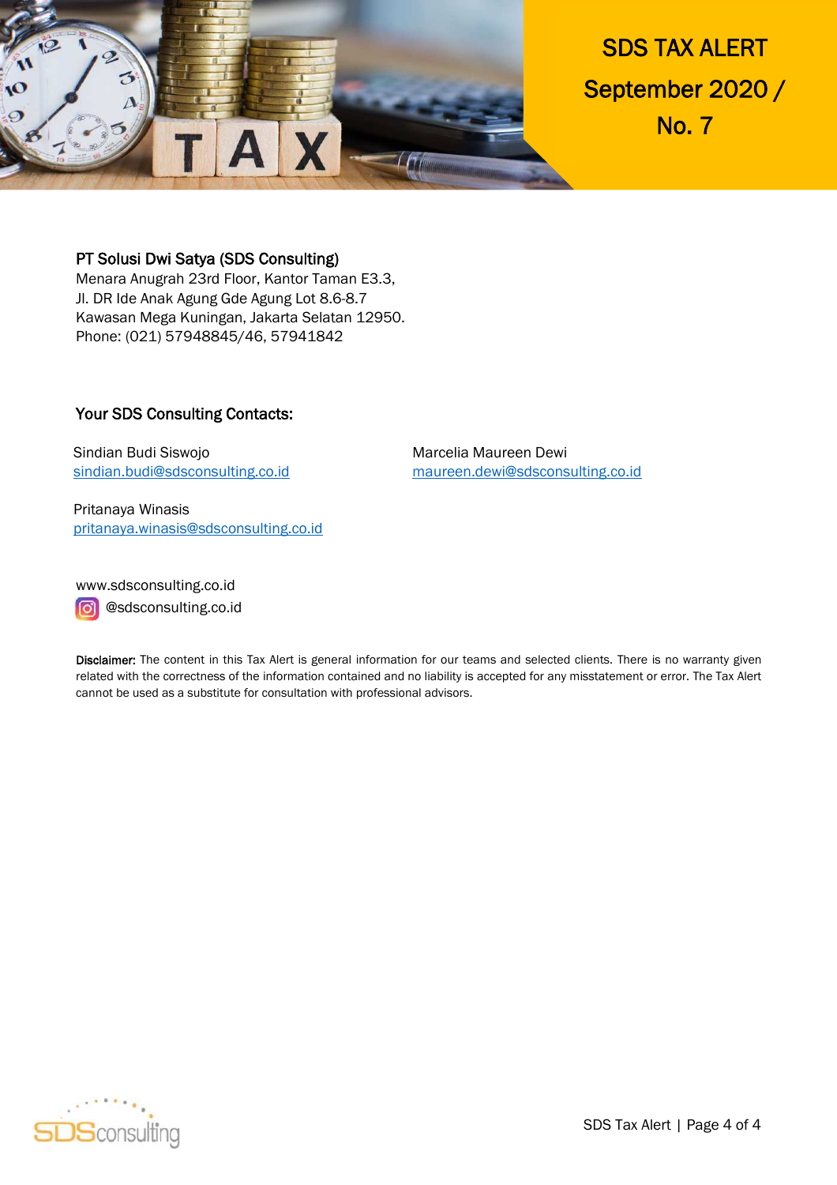SDS TAX ALERT
September 2020 / No. 7

**PT Solusi Dwi Satya (SDS Consulting)**
Menara Anugrah 23rd Floor, Kantor Taman E3.3,
Jl. DR Ide Anak Agung Gde Agung Lot 8.6-8.7
Kawasan Mega Kuningan, Jakarta Selatan 12950.
Phone: (021) 57948845/46, 57941842

**Your SDS Consulting Contacts:**

Sindian Budi Siswojo
sindian.budi@sdsconsulting.co.id

Marcelia Maureen Dewi
maureen.dewi@sdsconsulting.co.id

Pritanaya Winasis
pritanaya.winasis@sdsconsulting.co.id

www.sdsconsulting.co.id
@sdsconsulting.co.id

**Disclaimer:** The content in this Tax Alert is general information for our teams and selected clients. There is no warranty given related with the correctness of the information contained and no liability is accepted for any misstatement or error. The Tax Alert cannot be used as a substitute for consultation with professional advisors.